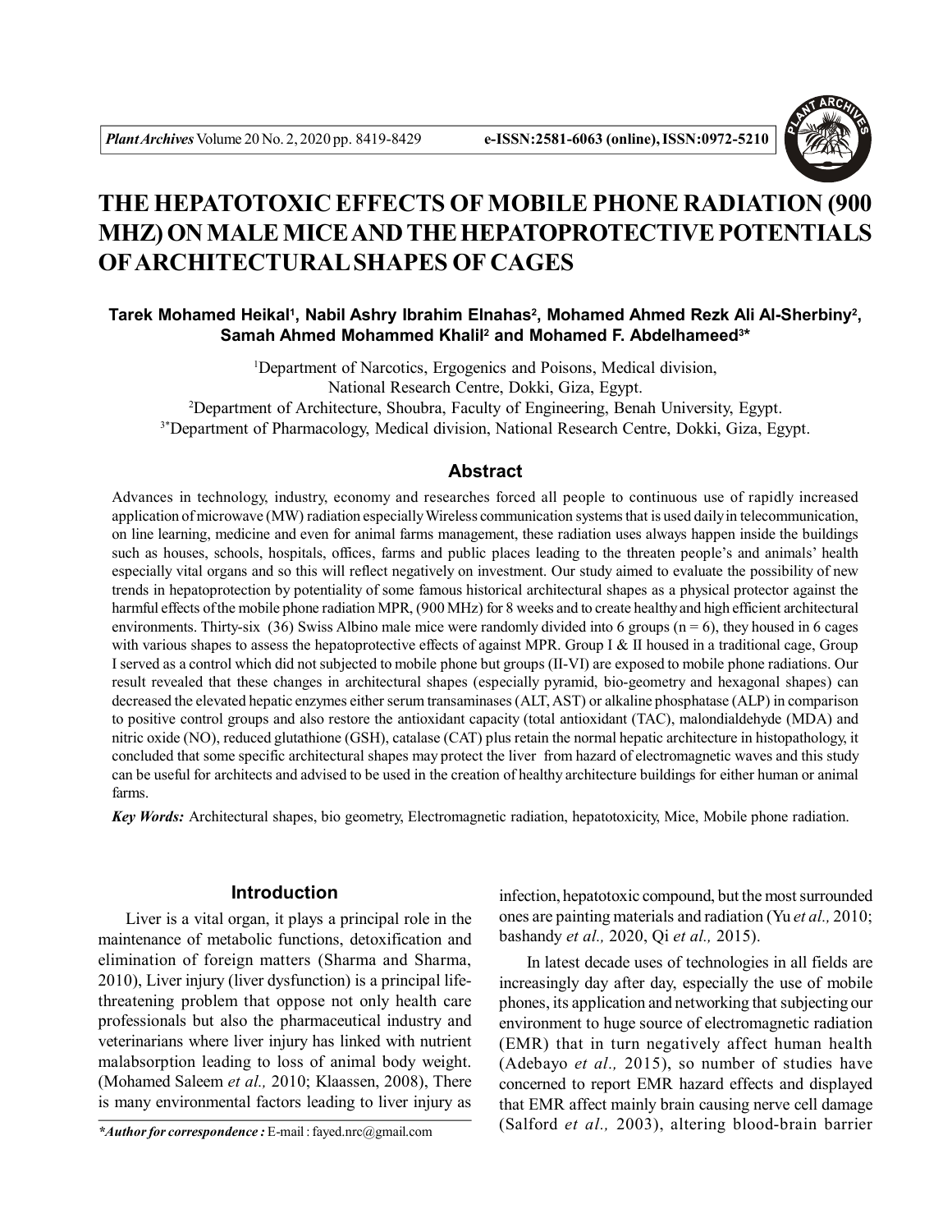# THE HEPATOTOXIC EFFECTS OF MOBILE PHONE RADIATION (900 MHZ) ON MALE MICE AND THE HEPATOPROTECTIVE POTENTIALS OF ARCHITECTURAL SHAPES OF CAGES

**Tarek Mohamed Heikal[1], Nabil Ashry Ibrahim Elnahas[2], Mohamed Ahmed Rezk Ali Al-Sherbiny[2], Samah Ahmed Mohammed Khalil[2] and Mohamed F. Abdelhameed[3]***

[1]Department of Narcotics, Ergogenics and Poisons, Medical division, National Research Centre, Dokki, Giza, Egypt.
[2]Department of Architecture, Shoubra, Faculty of Engineering, Benah University, Egypt.
[3*]Department of Pharmacology, Medical division, National Research Centre, Dokki, Giza, Egypt.

## Abstract

Advances in technology, industry, economy and researches forced all people to continuous use of rapidly increased application of microwave (MW) radiation especially Wireless communication systems that is used daily in telecommunication, on line learning, medicine and even for animal farms management, these radiation uses always happen inside the buildings such as houses, schools, hospitals, offices, farms and public places leading to the threaten people's and animals' health especially vital organs and so this will reflect negatively on investment. Our study aimed to evaluate the possibility of new trends in hepatoprotection by potentiality of some famous historical architectural shapes as a physical protector against the harmful effects of the mobile phone radiation MPR, (900 MHz) for 8 weeks and to create healthy and high efficient architectural environments. Thirty-six (36) Swiss Albino male mice were randomly divided into 6 groups (n = 6), they housed in 6 cages with various shapes to assess the hepatoprotective effects of against MPR. Group I & II housed in a traditional cage, Group I served as a control which did not subjected to mobile phone but groups (II-VI) are exposed to mobile phone radiations. Our result revealed that these changes in architectural shapes (especially pyramid, bio-geometry and hexagonal shapes) can decreased the elevated hepatic enzymes either serum transaminases (ALT, AST) or alkaline phosphatase (ALP) in comparison to positive control groups and also restore the antioxidant capacity (total antioxidant (TAC), malondialdehyde (MDA) and nitric oxide (NO), reduced glutathione (GSH), catalase (CAT) plus retain the normal hepatic architecture in histopathology, it concluded that some specific architectural shapes may protect the liver from hazard of electromagnetic waves and this study can be useful for architects and advised to be used in the creation of healthy architecture buildings for either human or animal farms.

***Key Words:*** Architectural shapes, bio geometry, Electromagnetic radiation, hepatotoxicity, Mice, Mobile phone radiation.

## Introduction

Liver is a vital organ, it plays a principal role in the maintenance of metabolic functions, detoxification and elimination of foreign matters (Sharma and Sharma, 2010), Liver injury (liver dysfunction) is a principal life-threatening problem that oppose not only health care professionals but also the pharmaceutical industry and veterinarians where liver injury has linked with nutrient malabsorption leading to loss of animal body weight. (Mohamed Saleem *et al.,* 2010; Klaassen, 2008), There is many environmental factors leading to liver injury as infection, hepatotoxic compound, but the most surrounded ones are painting materials and radiation (Yu *et al.,* 2010; bashandy *et al.,* 2020, Qi *et al.,* 2015).

In latest decade uses of technologies in all fields are increasingly day after day, especially the use of mobile phones, its application and networking that subjecting our environment to huge source of electromagnetic radiation (EMR) that in turn negatively affect human health (Adebayo *et al.,* 2015), so number of studies have concerned to report EMR hazard effects and displayed that EMR affect mainly brain causing nerve cell damage (Salford *et al.,* 2003), altering blood-brain barrier

****Author for correspondence :*** E-mail : fayed.nrc@gmail.com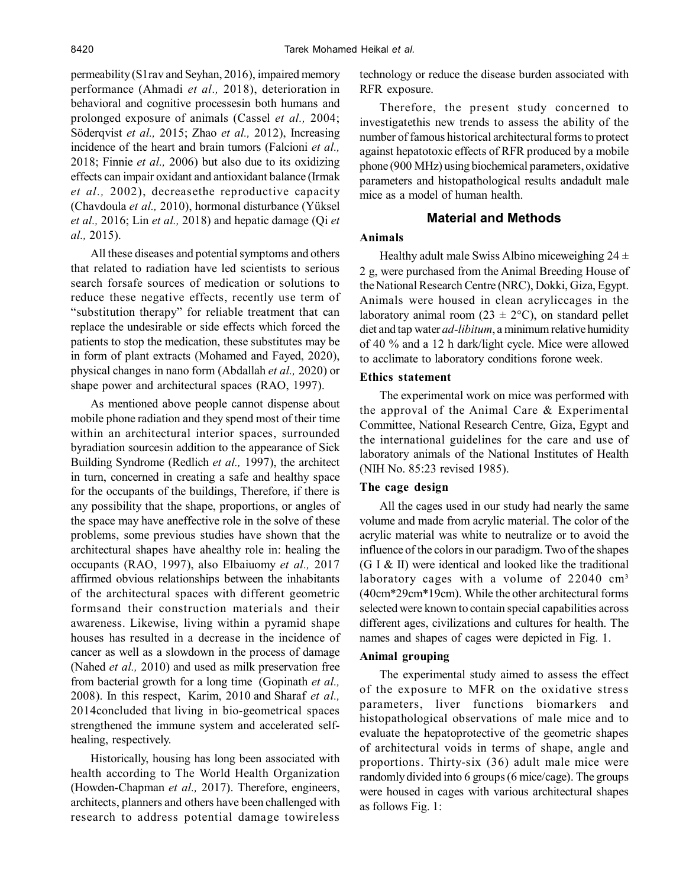permeability (S1rav and Seyhan, 2016), impaired memory performance (Ahmadi *et al.,* 2018), deterioration in behavioral and cognitive processesin both humans and prolonged exposure of animals (Cassel *et al.,* 2004; Söderqvist *et al.,* 2015; Zhao *et al.,* 2012), Increasing incidence of the heart and brain tumors (Falcioni *et al.,* 2018; Finnie *et al.,* 2006) but also due to its oxidizing effects can impair oxidant and antioxidant balance (Irmak *et al.,* 2002), decreasethe reproductive capacity (Chavdoula *et al.,* 2010), hormonal disturbance (Yüksel *et al.,* 2016; Lin *et al.,* 2018) and hepatic damage (Qi *et al.,* 2015).

All these diseases and potential symptoms and others that related to radiation have led scientists to serious search forsafe sources of medication or solutions to reduce these negative effects, recently use term of "substitution therapy" for reliable treatment that can replace the undesirable or side effects which forced the patients to stop the medication, these substitutes may be in form of plant extracts (Mohamed and Fayed, 2020), physical changes in nano form (Abdallah *et al.,* 2020) or shape power and architectural spaces (RAO, 1997).

As mentioned above people cannot dispense about mobile phone radiation and they spend most of their time within an architectural interior spaces, surrounded byradiation sourcesin addition to the appearance of Sick Building Syndrome (Redlich *et al.,* 1997), the architect in turn, concerned in creating a safe and healthy space for the occupants of the buildings, Therefore, if there is any possibility that the shape, proportions, or angles of the space may have aneffective role in the solve of these problems, some previous studies have shown that the architectural shapes have ahealthy role in: healing the occupants (RAO, 1997), also Elbaiuomy *et al.,* 2017 affirmed obvious relationships between the inhabitants of the architectural spaces with different geometric formsand their construction materials and their awareness. Likewise, living within a pyramid shape houses has resulted in a decrease in the incidence of cancer as well as a slowdown in the process of damage (Nahed *et al.,* 2010) and used as milk preservation free from bacterial growth for a long time (Gopinath *et al.,* 2008). In this respect, Karim, 2010 and Sharaf *et al.,* 2014concluded that living in bio-geometrical spaces strengthened the immune system and accelerated self-healing, respectively.

Historically, housing has long been associated with health according to The World Health Organization (Howden-Chapman *et al.,* 2017). Therefore, engineers, architects, planners and others have been challenged with research to address potential damage towireless technology or reduce the disease burden associated with RFR exposure.

Therefore, the present study concerned to investigatethis new trends to assess the ability of the number of famous historical architectural forms to protect against hepatotoxic effects of RFR produced by a mobile phone (900 MHz) using biochemical parameters, oxidative parameters and histopathological results andadult male mice as a model of human health.

## Material and Methods

### Animals

Healthy adult male Swiss Albino miceweighing $24 \pm 2$ g, were purchased from the Animal Breeding House of the National Research Centre (NRC), Dokki, Giza, Egypt. Animals were housed in clean acryliccages in the laboratory animal room ($23 \pm 2$°C), on standard pellet diet and tap water *ad-libitum*, a minimum relative humidity of 40 % and a 12 h dark/light cycle. Mice were allowed to acclimate to laboratory conditions forone week.

### Ethics statement

The experimental work on mice was performed with the approval of the Animal Care & Experimental Committee, National Research Centre, Giza, Egypt and the international guidelines for the care and use of laboratory animals of the National Institutes of Health (NIH No. 85:23 revised 1985).

### The cage design

All the cages used in our study had nearly the same volume and made from acrylic material. The color of the acrylic material was white to neutralize or to avoid the influence of the colors in our paradigm. Two of the shapes (G I & II) were identical and looked like the traditional laboratory cages with a volume of 22040 $cm^3$ (40cm\*29cm\*19cm). While the other architectural forms selected were known to contain special capabilities across different ages, civilizations and cultures for health. The names and shapes of cages were depicted in Fig. 1.

### Animal grouping

The experimental study aimed to assess the effect of the exposure to MFR on the oxidative stress parameters, liver functions biomarkers and histopathological observations of male mice and to evaluate the hepatoprotective of the geometric shapes of architectural voids in terms of shape, angle and proportions. Thirty-six (36) adult male mice were randomly divided into 6 groups (6 mice/cage). The groups were housed in cages with various architectural shapes as follows Fig. 1: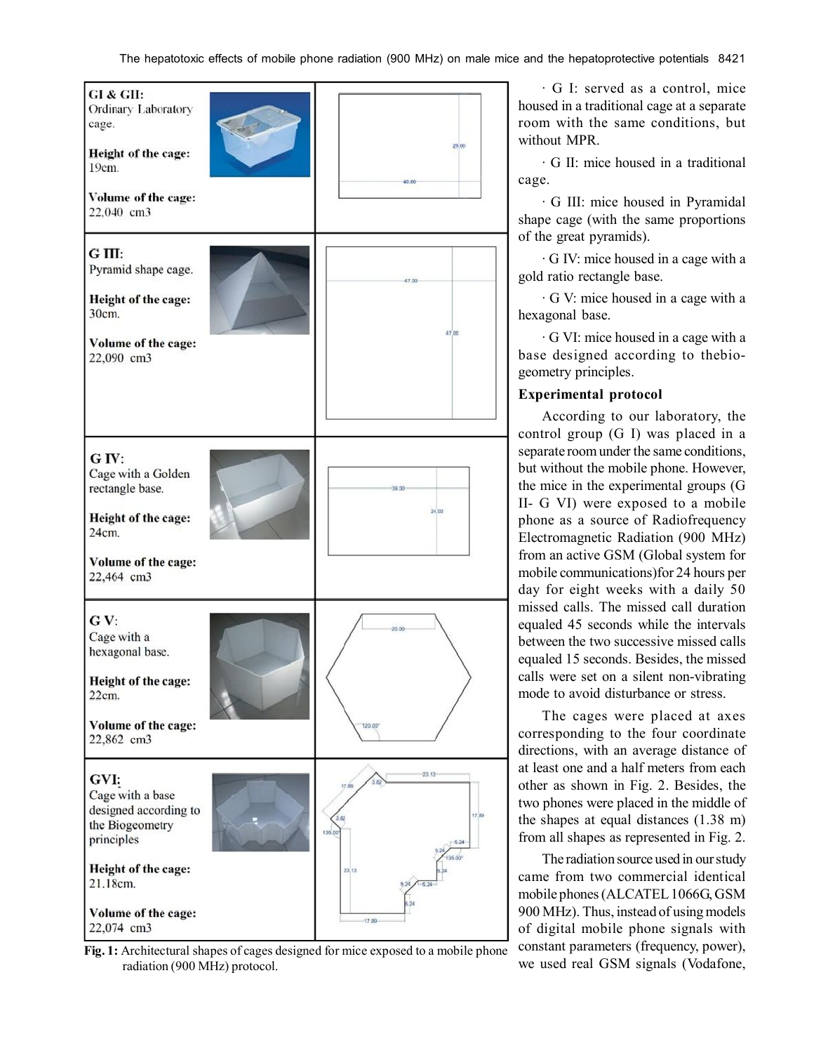| | |
|---|---|
| **GI & GII:** Ordinary Laboratory cage. **Height of the cage:** 19cm. **Volume of the cage:** 22,040 cm3 | |
| **G III:** Pyramid shape cage. **Height of the cage:** 30cm. **Volume of the cage:** 22,090 cm3 | |
| **G IV:** Cage with a Golden rectangle base. **Height of the cage:** 24cm. **Volume of the cage:** 22,464 cm3 | |
| **G V:** Cage with a hexagonal base. **Height of the cage:** 22cm. **Volume of the cage:** 22,862 cm3 | |
| **GVI:** Cage with a base designed according to the Biogeometry principles **Height of the cage:** 21.18cm. **Volume of the cage:** 22,074 cm3 | |

**Fig. 1:** Architectural shapes of cages designed for mice exposed to a mobile phone radiation (900 MHz) protocol.

· G I: served as a control, mice housed in a traditional cage at a separate room with the same conditions, but without MPR.

· G II: mice housed in a traditional cage.

· G III: mice housed in Pyramidal shape cage (with the same proportions of the great pyramids).

· G IV: mice housed in a cage with a gold ratio rectangle base.

· G V: mice housed in a cage with a hexagonal base.

· G VI: mice housed in a cage with a base designed according to thebio-geometry principles.

**Experimental protocol**

According to our laboratory, the control group (G I) was placed in a separate room under the same conditions, but without the mobile phone. However, the mice in the experimental groups (G II- G VI) were exposed to a mobile phone as a source of Radiofrequency Electromagnetic Radiation (900 MHz) from an active GSM (Global system for mobile communications)for 24 hours per day for eight weeks with a daily 50 missed calls. The missed call duration equaled 45 seconds while the intervals between the two successive missed calls equaled 15 seconds. Besides, the missed calls were set on a silent non-vibrating mode to avoid disturbance or stress.

The cages were placed at axes corresponding to the four coordinate directions, with an average distance of at least one and a half meters from each other as shown in Fig. 2. Besides, the two phones were placed in the middle of the shapes at equal distances (1.38 m) from all shapes as represented in Fig. 2.

The radiation source used in our study came from two commercial identical mobile phones (ALCATEL 1066G, GSM 900 MHz). Thus, instead of using models of digital mobile phone signals with constant parameters (frequency, power), we used real GSM signals (Vodafone,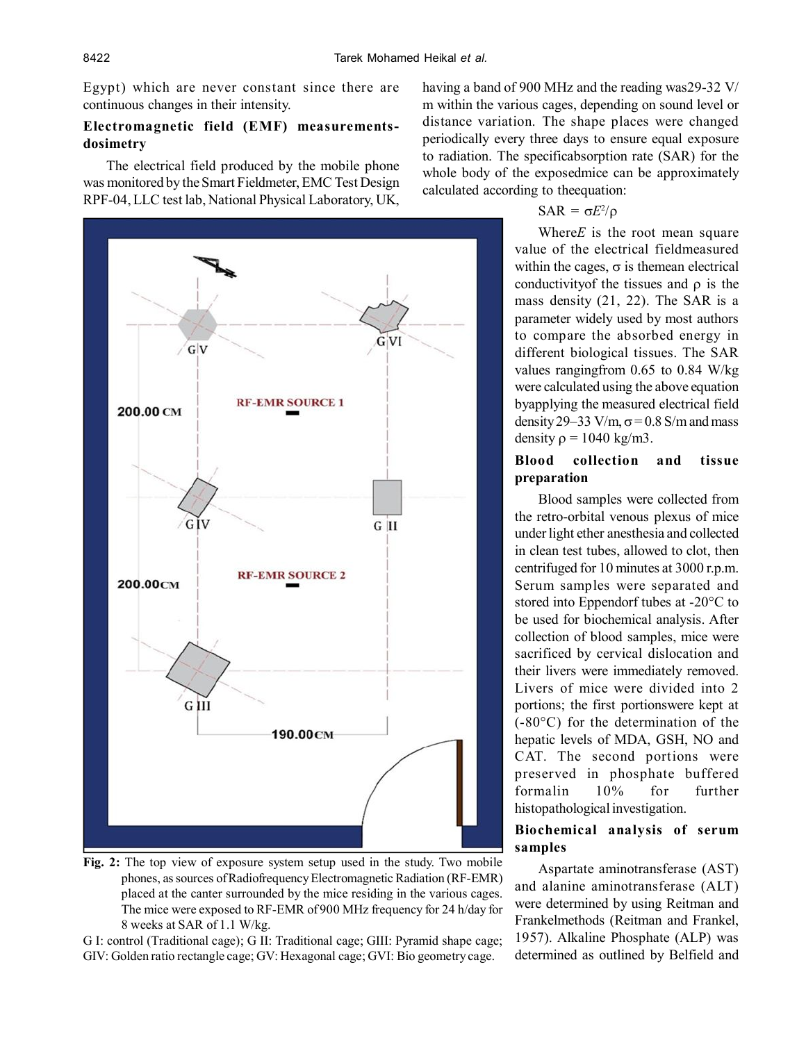Egypt) which are never constant since there are continuous changes in their intensity.

### Electromagnetic field (EMF) measurements-dosimetry

The electrical field produced by the mobile phone was monitored by the Smart Fieldmeter, EMC Test Design RPF-04, LLC test lab, National Physical Laboratory, UK, having a band of 900 MHz and the reading was29-32 V/m within the various cages, depending on sound level or distance variation. The shape places were changed periodically every three days to ensure equal exposure to radiation. The specificabsorption rate (SAR) for the whole body of the exposedmice can be approximately calculated according to theequation:

$$SAR = \sigma E^2/\rho$$

Where$E$ is the root mean square value of the electrical fieldmeasured within the cages, $\sigma$ is themean electrical conductivityof the tissues and $\rho$ is the mass density (21, 22). The SAR is a parameter widely used by most authors to compare the absorbed energy in different biological tissues. The SAR values rangingfrom 0.65 to 0.84 W/kg were calculated using the above equation byapplying the measured electrical field density 29–33 V/m, $\sigma = 0.8$ S/m and mass density $\rho = 1040$ kg/m3.

**Fig. 2:** The top view of exposure system setup used in the study. Two mobile phones, as sources of Radiofrequency Electromagnetic Radiation (RF-EMR) placed at the canter surrounded by the mice residing in the various cages. The mice were exposed to RF-EMR of 900 MHz frequency for 24 h/day for 8 weeks at SAR of 1.1 W/kg.

G I: control (Traditional cage); G II: Traditional cage; GIII: Pyramid shape cage; GIV: Golden ratio rectangle cage; GV: Hexagonal cage; GVI: Bio geometry cage.

### Blood collection and tissue preparation

Blood samples were collected from the retro-orbital venous plexus of mice under light ether anesthesia and collected in clean test tubes, allowed to clot, then centrifuged for 10 minutes at 3000 r.p.m. Serum samples were separated and stored into Eppendorf tubes at -20°C to be used for biochemical analysis. After collection of blood samples, mice were sacrificed by cervical dislocation and their livers were immediately removed. Livers of mice were divided into 2 portions; the first portionswere kept at (-80°C) for the determination of the hepatic levels of MDA, GSH, NO and CAT. The second portions were preserved in phosphate buffered formalin 10% for further histopathological investigation.

### Biochemical analysis of serum samples

Aspartate aminotransferase (AST) and alanine aminotransferase (ALT) were determined by using Reitman and Frankelmethods (Reitman and Frankel, 1957). Alkaline Phosphate (ALP) was determined as outlined by Belfield and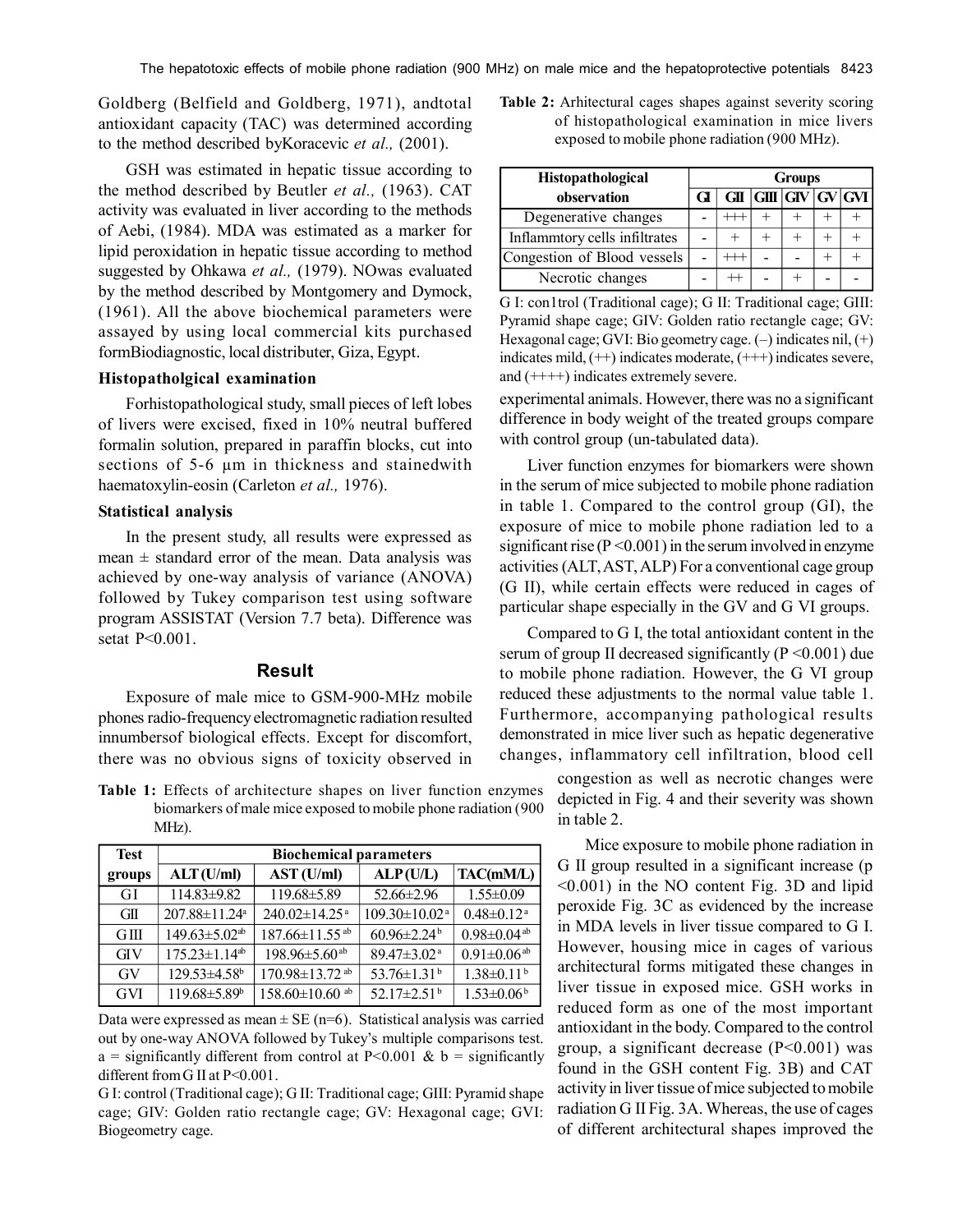Goldberg (Belfield and Goldberg, 1971), andtotal antioxidant capacity (TAC) was determined according to the method described byKoracevic *et al.,* (2001).

GSH was estimated in hepatic tissue according to the method described by Beutler *et al.,* (1963). CAT activity was evaluated in liver according to the methods of Aebi, (1984). MDA was estimated as a marker for lipid peroxidation in hepatic tissue according to method suggested by Ohkawa *et al.,* (1979). NOwas evaluated by the method described by Montgomery and Dymock, (1961). All the above biochemical parameters were assayed by using local commercial kits purchased formBiodiagnostic, local distributer, Giza, Egypt.

### Histopatholgical examination

Forhistopathological study, small pieces of left lobes of livers were excised, fixed in 10% neutral buffered formalin solution, prepared in paraffin blocks, cut into sections of 5-6 µm in thickness and stainedwith haematoxylin-eosin (Carleton *et al.,* 1976).

### Statistical analysis

In the present study, all results were expressed as mean ± standard error of the mean. Data analysis was achieved by one-way analysis of variance (ANOVA) followed by Tukey comparison test using software program ASSISTAT (Version 7.7 beta). Difference was setat $P<0.001$.

## Result

Exposure of male mice to GSM-900-MHz mobile phones radio-frequency electromagnetic radiation resulted innumbersof biological effects. Except for discomfort, there was no obvious signs of toxicity observed in experimental animals. However, there was no a significant difference in body weight of the treated groups compare with control group (un-tabulated data).

Liver function enzymes for biomarkers were shown in the serum of mice subjected to mobile phone radiation in table 1. Compared to the control group (GI), the exposure of mice to mobile phone radiation led to a significant rise ($P<0.001$) in the serum involved in enzyme activities (ALT, AST, ALP) For a conventional cage group (G II), while certain effects were reduced in cages of particular shape especially in the GV and G VI groups.

Compared to G I, the total antioxidant content in the serum of group II decreased significantly ($P<0.001$) due to mobile phone radiation. However, the G VI group reduced these adjustments to the normal value table 1. Furthermore, accompanying pathological results demonstrated in mice liver such as hepatic degenerative changes, inflammatory cell infiltration, blood cell congestion as well as necrotic changes were depicted in Fig. 4 and their severity was shown in table 2.

**Table 1:** Effects of architecture shapes on liver function enzymes biomarkers of male mice exposed to mobile phone radiation (900 MHz).

| Test groups | Biochemical parameters | | | |
|---|---|---|---|---|
| | ALT (U/ml) | AST (U/ml) | ALP (U/L) | TAC(mM/L) |
| G I | 114.83±9.82 | 119.68±5.89 | 52.66±2.96 | 1.55±0.09 |
| GII | 207.88±11.24[a] | 240.02±14.25[a] | 109.30±10.02[a] | 0.48±0.12[a] |
| G III | 149.63±5.02[ab] | 187.66±11.55[ab] | 60.96±2.24[b] | 0.98±0.04[ab] |
| GIV | 175.23±1.14[ab] | 198.96±5.60[ab] | 89.47±3.02[a] | 0.91±0.06[ab] |
| GV | 129.53±4.58[b] | 170.98±13.72[ab] | 53.76±1.31[b] | 1.38±0.11[b] |
| GVI | 119.68±5.89[b] | 158.60±10.60[ab] | 52.17±2.51[b] | 1.53±0.06[b] |

Data were expressed as mean ± SE (n=6). Statistical analysis was carried out by one-way ANOVA followed by Tukey's multiple comparisons test. a = significantly different from control at $P<0.001$ & b = significantly different from G II at $P<0.001$.

G I: control (Traditional cage); G II: Traditional cage; GIII: Pyramid shape cage; GIV: Golden ratio rectangle cage; GV: Hexagonal cage; GVI: Biogeometry cage.

**Table 2:** Arhitectural cages shapes against severity scoring of histopathological examination in mice livers exposed to mobile phone radiation (900 MHz).

| Histopathological observation | Groups | | | | | |
|---|---|---|---|---|---|---|
| | GI | GII | GIII | GIV | GV | GVI |
| Degenerative changes | - | +++ | + | + | + | + |
| Inflammtory cells infiltrates | - | + | + | + | + | + |
| Congestion of Blood vessels | - | +++ | - | - | + | + |
| Necrotic changes | - | ++ | - | + | - | - |

G I: con1trol (Traditional cage); G II: Traditional cage; GIII: Pyramid shape cage; GIV: Golden ratio rectangle cage; GV: Hexagonal cage; GVI: Bio geometry cage. (–) indicates nil, (+) indicates mild, (++) indicates moderate, (+++) indicates severe, and (++++) indicates extremely severe.

Mice exposure to mobile phone radiation in G II group resulted in a significant increase ($p<0.001$) in the NO content Fig. 3D and lipid peroxide Fig. 3C as evidenced by the increase in MDA levels in liver tissue compared to G I. However, housing mice in cages of various architectural forms mitigated these changes in liver tissue in exposed mice. GSH works in reduced form as one of the most important antioxidant in the body. Compared to the control group, a significant decrease ($P<0.001$) was found in the GSH content Fig. 3B) and CAT activity in liver tissue of mice subjected to mobile radiation G II Fig. 3A. Whereas, the use of cages of different architectural shapes improved the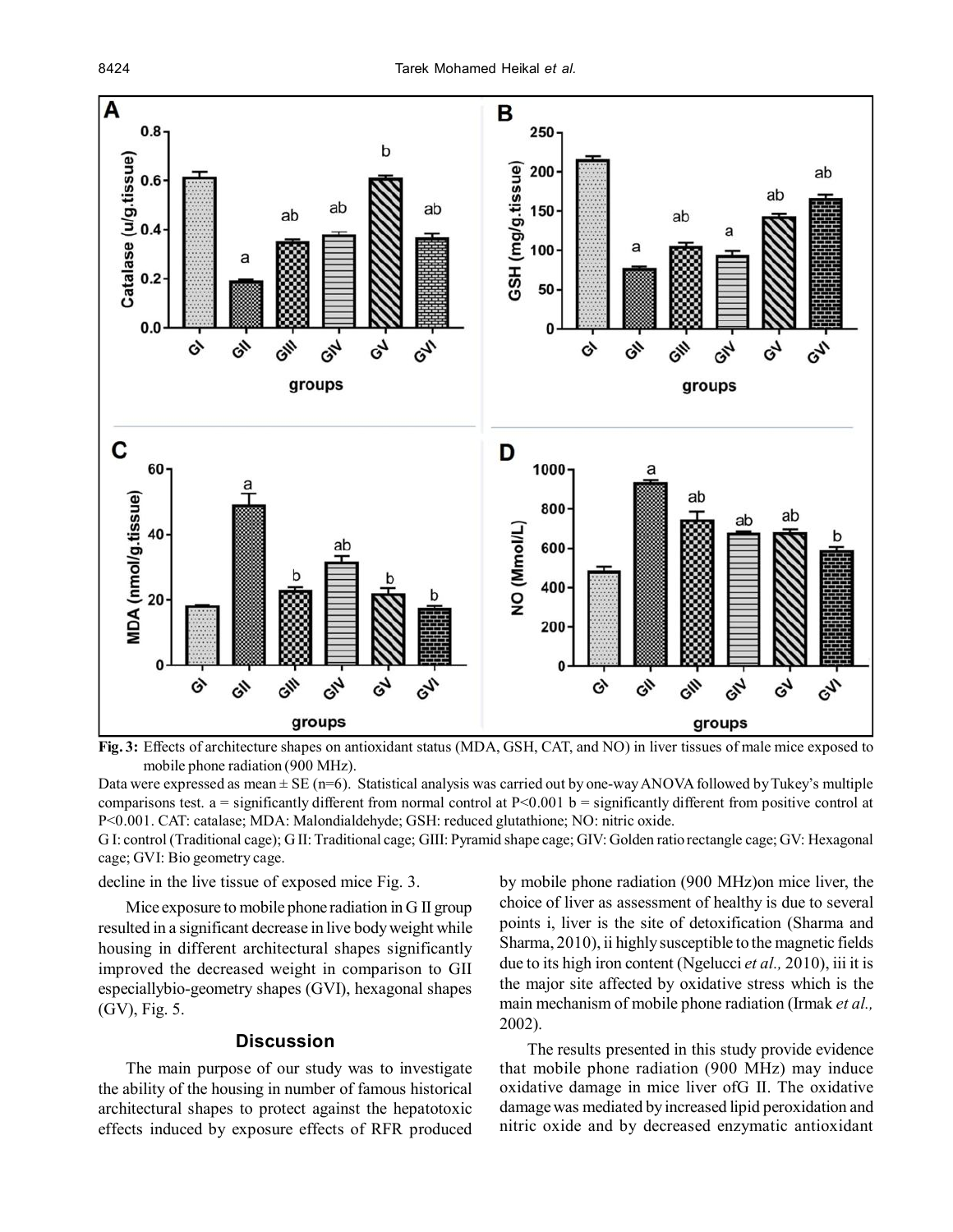**Fig. 3:** Effects of architecture shapes on antioxidant status (MDA, GSH, CAT, and NO) in liver tissues of male mice exposed to mobile phone radiation (900 MHz).

Data were expressed as mean ± SE (n=6). Statistical analysis was carried out by one-way ANOVA followed by Tukey's multiple comparisons test. a = significantly different from normal control at P<0.001 b = significantly different from positive control at P<0.001. CAT: catalase; MDA: Malondialdehyde; GSH: reduced glutathione; NO: nitric oxide.

G I: control (Traditional cage); G II: Traditional cage; GIII: Pyramid shape cage; GIV: Golden ratio rectangle cage; GV: Hexagonal cage; GVI: Bio geometry cage.

decline in the live tissue of exposed mice Fig. 3.

Mice exposure to mobile phone radiation in G II group resulted in a significant decrease in live body weight while housing in different architectural shapes significantly improved the decreased weight in comparison to GII especiallybio-geometry shapes (GVI), hexagonal shapes (GV), Fig. 5.

## Discussion

The main purpose of our study was to investigate the ability of the housing in number of famous historical architectural shapes to protect against the hepatotoxic effects induced by exposure effects of RFR produced by mobile phone radiation (900 MHz)on mice liver, the choice of liver as assessment of healthy is due to several points i, liver is the site of detoxification (Sharma and Sharma, 2010), ii highly susceptible to the magnetic fields due to its high iron content (Ngelucci *et al.,* 2010), iii it is the major site affected by oxidative stress which is the main mechanism of mobile phone radiation (Irmak *et al.,* 2002).

The results presented in this study provide evidence that mobile phone radiation (900 MHz) may induce oxidative damage in mice liver ofG II. The oxidative damage was mediated by increased lipid peroxidation and nitric oxide and by decreased enzymatic antioxidant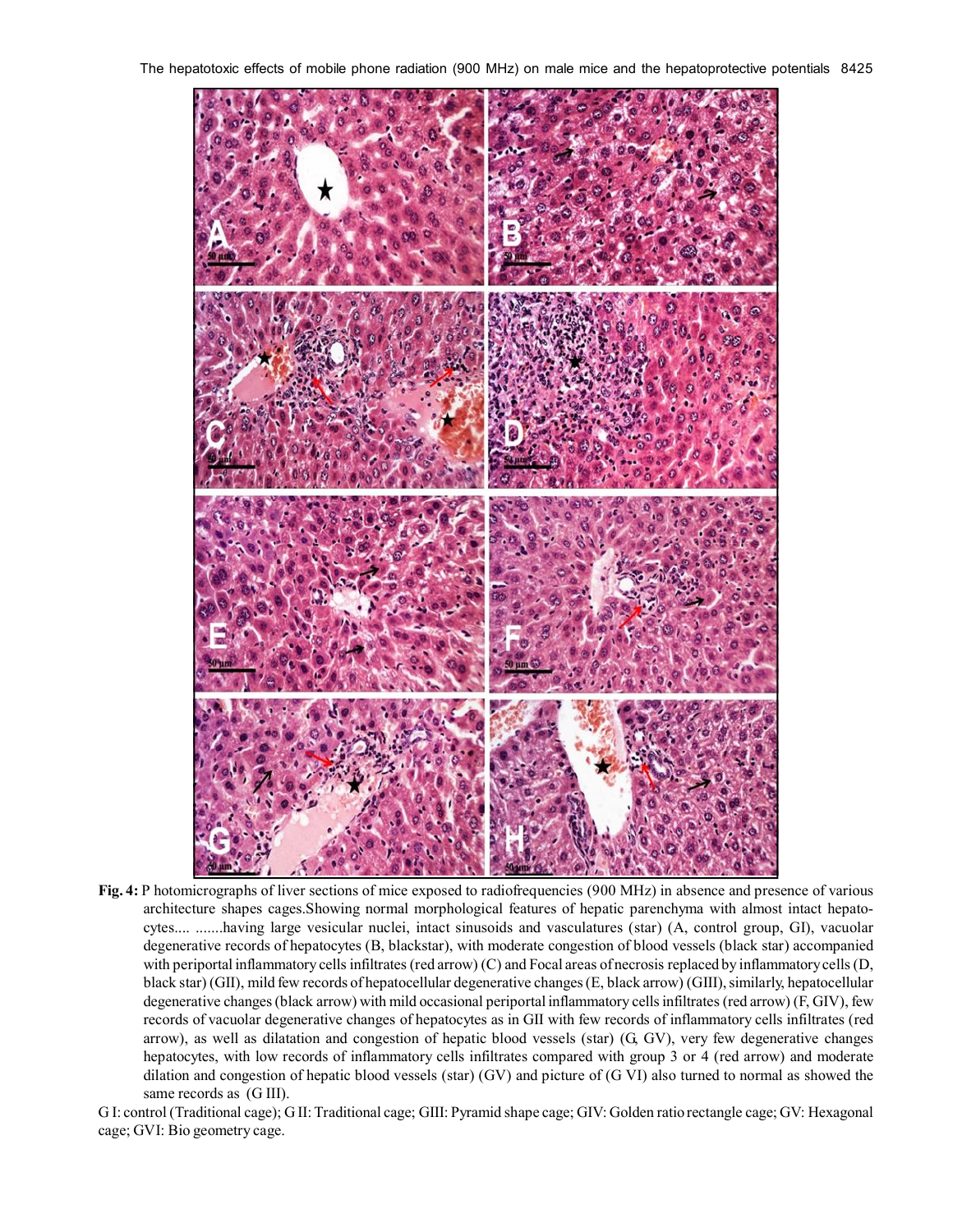**Fig. 4:** P hotomicrographs of liver sections of mice exposed to radiofrequencies (900 MHz) in absence and presence of various architecture shapes cages.Showing normal morphological features of hepatic parenchyma with almost intact hepatocytes.... .......having large vesicular nuclei, intact sinusoids and vasculatures (star) (A, control group, GI), vacuolar degenerative records of hepatocytes (B, blackstar), with moderate congestion of blood vessels (black star) accompanied with periportal inflammatory cells infiltrates (red arrow) (C) and Focal areas of necrosis replaced by inflammatory cells (D, black star) (GII), mild few records of hepatocellular degenerative changes (E, black arrow) (GIII), similarly, hepatocellular degenerative changes (black arrow) with mild occasional periportal inflammatory cells infiltrates (red arrow) (F, GIV), few records of vacuolar degenerative changes of hepatocytes as in GII with few records of inflammatory cells infiltrates (red arrow), as well as dilatation and congestion of hepatic blood vessels (star) (G, GV), very few degenerative changes hepatocytes, with low records of inflammatory cells infiltrates compared with group 3 or 4 (red arrow) and moderate dilation and congestion of hepatic blood vessels (star) (GV) and picture of (G VI) also turned to normal as showed the same records as (G III).

G I: control (Traditional cage); G II: Traditional cage; GIII: Pyramid shape cage; GIV: Golden ratio rectangle cage; GV: Hexagonal cage; GVI: Bio geometry cage.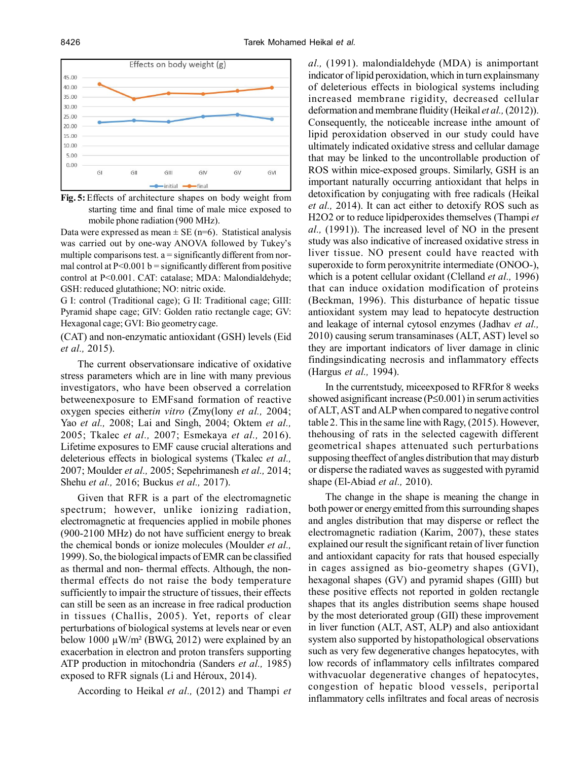**Fig. 5:** Effects of architecture shapes on body weight from starting time and final time of male mice exposed to mobile phone radiation (900 MHz).

Data were expressed as mean ± SE (n=6). Statistical analysis was carried out by one-way ANOVA followed by Tukey's multiple comparisons test. a = significantly different from normal control at P<0.001 b = significantly different from positive control at P<0.001. CAT: catalase; MDA: Malondialdehyde; GSH: reduced glutathione; NO: nitric oxide.

G I: control (Traditional cage); G II: Traditional cage; GIII: Pyramid shape cage; GIV: Golden ratio rectangle cage; GV: Hexagonal cage; GVI: Bio geometry cage.

(CAT) and non-enzymatic antioxidant (GSH) levels (Eid *et al.,* 2015).

The current observationsare indicative of oxidative stress parameters which are in line with many previous investigators, who have been observed a correlation betweenexposure to EMFsand formation of reactive oxygen species either*in vitro* (Zmy(lony *et al.,* 2004; Yao *et al.,* 2008; Lai and Singh, 2004; Oktem *et al.,* 2005; Tkalec *et al.,* 2007; Esmekaya *et al.,* 2016). Lifetime exposures to EMF cause crucial alterations and deleterious effects in biological systems (Tkalec *et al.,* 2007; Moulder *et al.,* 2005; Sepehrimanesh *et al.,* 2014; Shehu *et al.,* 2016; Buckus *et al.,* 2017).

Given that RFR is a part of the electromagnetic spectrum; however, unlike ionizing radiation, electromagnetic at frequencies applied in mobile phones (900-2100 MHz) do not have sufficient energy to break the chemical bonds or ionize molecules (Moulder *et al.,* 1999). So, the biological impacts of EMR can be classified as thermal and non- thermal effects. Although, the non-thermal effects do not raise the body temperature sufficiently to impair the structure of tissues, their effects can still be seen as an increase in free radical production in tissues (Challis, 2005). Yet, reports of clear perturbations of biological systems at levels near or even below 1000 µW/m² (BWG, 2012) were explained by an exacerbation in electron and proton transfers supporting ATP production in mitochondria (Sanders *et al.,* 1985) exposed to RFR signals (Li and Héroux, 2014).

According to Heikal *et al.,* (2012) and Thampi *et al.,* (1991). malondialdehyde (MDA) is animportant indicator of lipid peroxidation, which in turn explainsmany of deleterious effects in biological systems including increased membrane rigidity, decreased cellular deformation and membrane fluidity (Heikal *et al.,* (2012)). Consequently, the noticeable increase inthe amount of lipid peroxidation observed in our study could have ultimately indicated oxidative stress and cellular damage that may be linked to the uncontrollable production of ROS within mice-exposed groups. Similarly, GSH is an important naturally occurring antioxidant that helps in detoxification by conjugating with free radicals (Heikal *et al.,* 2014). It can act either to detoxify ROS such as H2O2 or to reduce lipidperoxides themselves (Thampi *et al.,* (1991)). The increased level of NO in the present study was also indicative of increased oxidative stress in liver tissue. NO present could have reacted with superoxide to form peroxynitrite intermediate (ONOO-), which is a potent cellular oxidant (Clelland *et al.,* 1996) that can induce oxidation modification of proteins (Beckman, 1996). This disturbance of hepatic tissue antioxidant system may lead to hepatocyte destruction and leakage of internal cytosol enzymes (Jadhav *et al.,* 2010) causing serum transaminases (ALT, AST) level so they are important indicators of liver damage in clinic findingsindicating necrosis and inflammatory effects (Hargus *et al.,* 1994).

In the currentstudy, miceexposed to RFRfor 8 weeks showed asignificant increase (P≤0.001) in serum activities of ALT, AST and ALP when compared to negative control table 2. This in the same line with Ragy, (2015). However, thehousing of rats in the selected cagewith different geometrical shapes attenuated such perturbations supposing theeffect of angles distribution that may disturb or disperse the radiated waves as suggested with pyramid shape (El-Abiad *et al.,* 2010).

The change in the shape is meaning the change in both power or energy emitted from this surrounding shapes and angles distribution that may disperse or reflect the electromagnetic radiation (Karim, 2007), these states explained our result the significant retain of liver function and antioxidant capacity for rats that housed especially in cages assigned as bio-geometry shapes (GVI), hexagonal shapes (GV) and pyramid shapes (GIII) but these positive effects not reported in golden rectangle shapes that its angles distribution seems shape housed by the most deteriorated group (GII) these improvement in liver function (ALT, AST, ALP) and also antioxidant system also supported by histopathological observations such as very few degenerative changes hepatocytes, with low records of inflammatory cells infiltrates compared withvacuolar degenerative changes of hepatocytes, congestion of hepatic blood vessels, periportal inflammatory cells infiltrates and focal areas of necrosis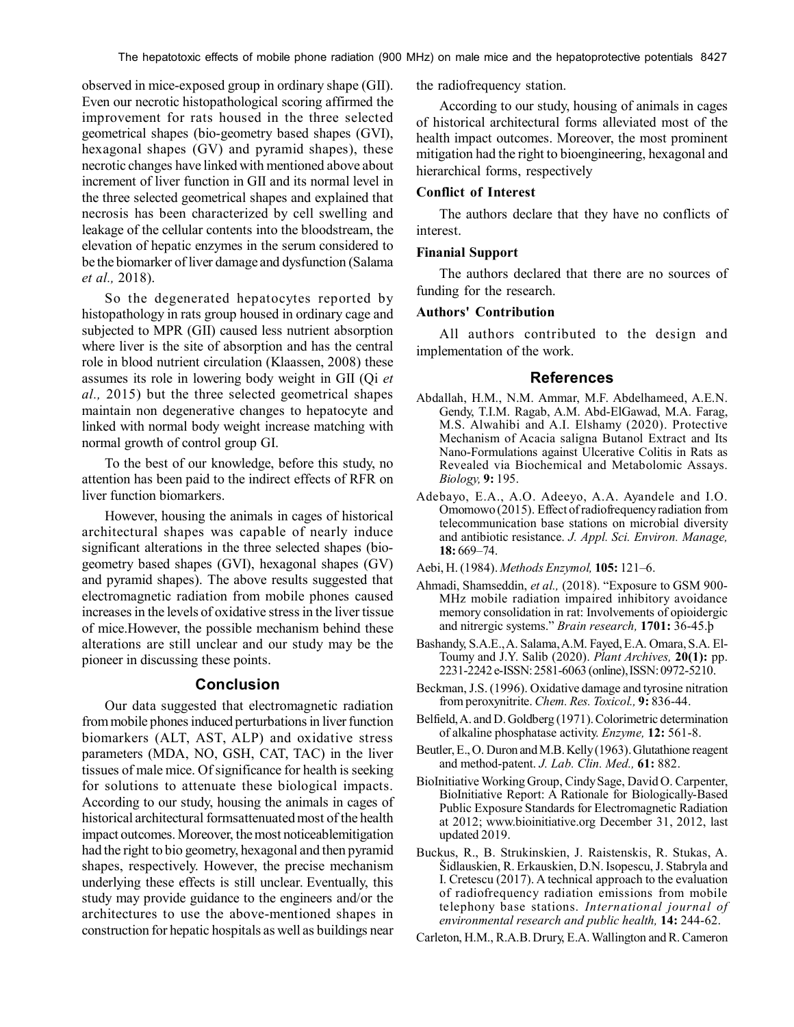observed in mice-exposed group in ordinary shape (GII). Even our necrotic histopathological scoring affirmed the improvement for rats housed in the three selected geometrical shapes (bio-geometry based shapes (GVI), hexagonal shapes (GV) and pyramid shapes), these necrotic changes have linked with mentioned above about increment of liver function in GII and its normal level in the three selected geometrical shapes and explained that necrosis has been characterized by cell swelling and leakage of the cellular contents into the bloodstream, the elevation of hepatic enzymes in the serum considered to be the biomarker of liver damage and dysfunction (Salama *et al.,* 2018).

So the degenerated hepatocytes reported by histopathology in rats group housed in ordinary cage and subjected to MPR (GII) caused less nutrient absorption where liver is the site of absorption and has the central role in blood nutrient circulation (Klaassen, 2008) these assumes its role in lowering body weight in GII (Qi *et al.,* 2015) but the three selected geometrical shapes maintain non degenerative changes to hepatocyte and linked with normal body weight increase matching with normal growth of control group GI.

To the best of our knowledge, before this study, no attention has been paid to the indirect effects of RFR on liver function biomarkers.

However, housing the animals in cages of historical architectural shapes was capable of nearly induce significant alterations in the three selected shapes (bio-geometry based shapes (GVI), hexagonal shapes (GV) and pyramid shapes). The above results suggested that electromagnetic radiation from mobile phones caused increases in the levels of oxidative stress in the liver tissue of mice.However, the possible mechanism behind these alterations are still unclear and our study may be the pioneer in discussing these points.

## Conclusion

Our data suggested that electromagnetic radiation from mobile phones induced perturbations in liver function biomarkers (ALT, AST, ALP) and oxidative stress parameters (MDA, NO, GSH, CAT, TAC) in the liver tissues of male mice. Of significance for health is seeking for solutions to attenuate these biological impacts. According to our study, housing the animals in cages of historical architectural formsattenuated most of the health impact outcomes. Moreover, the most noticeablemitigation had the right to bio geometry, hexagonal and then pyramid shapes, respectively. However, the precise mechanism underlying these effects is still unclear. Eventually, this study may provide guidance to the engineers and/or the architectures to use the above-mentioned shapes in construction for hepatic hospitals as well as buildings near the radiofrequency station.

According to our study, housing of animals in cages of historical architectural forms alleviated most of the health impact outcomes. Moreover, the most prominent mitigation had the right to bioengineering, hexagonal and hierarchical forms, respectively

### Conflict of Interest

The authors declare that they have no conflicts of interest.

### Finanial Support

The authors declared that there are no sources of funding for the research.

### Authors' Contribution

All authors contributed to the design and implementation of the work.

## References

Abdallah, H.M., N.M. Ammar, M.F. Abdelhameed, A.E.N. Gendy, T.I.M. Ragab, A.M. Abd-ElGawad, M.A. Farag, M.S. Alwahibi and A.I. Elshamy (2020). Protective Mechanism of Acacia saligna Butanol Extract and Its Nano-Formulations against Ulcerative Colitis in Rats as Revealed via Biochemical and Metabolomic Assays. *Biology,* **9:** 195.

Adebayo, E.A., A.O. Adeeyo, A.A. Ayandele and I.O. Omomowo (2015). Effect of radiofrequency radiation from telecommunication base stations on microbial diversity and antibiotic resistance. *J. Appl. Sci. Environ. Manage,* **18:** 669–74.

Aebi, H. (1984). *Methods Enzymol,* **105:** 121–6.

Ahmadi, Shamseddin, *et al.,* (2018). "Exposure to GSM 900-MHz mobile radiation impaired inhibitory avoidance memory consolidation in rat: Involvements of opioidergic and nitrergic systems." *Brain research,* **1701:** 36-45.þ

Bashandy, S.A.E., A. Salama, A.M. Fayed, E.A. Omara, S.A. El-Toumy and J.Y. Salib (2020). *Plant Archives,* **20(1):** pp. 2231-2242 e-ISSN: 2581-6063 (online), ISSN: 0972-5210.

Beckman, J.S. (1996). Oxidative damage and tyrosine nitration from peroxynitrite. *Chem. Res. Toxicol.,* **9:** 836-44.

Belfield, A. and D. Goldberg (1971). Colorimetric determination of alkaline phosphatase activity. *Enzyme,* **12:** 561-8.

Beutler, E., O. Duron and M.B. Kelly (1963). Glutathione reagent and method-patent. *J. Lab. Clin. Med.,* **61:** 882.

BioInitiative Working Group, Cindy Sage, David O. Carpenter, BioInitiative Report: A Rationale for Biologically-Based Public Exposure Standards for Electromagnetic Radiation at 2012; www.bioinitiative.org December 31, 2012, last updated 2019.

Buckus, R., B. Strukinskien, J. Raistenskis, R. Stukas, A. Šidlauskien, R. Erkauskien, D.N. Isopescu, J. Stabryla and I. Cretescu (2017). A technical approach to the evaluation of radiofrequency radiation emissions from mobile telephony base stations. *International journal of environmental research and public health,* **14:** 244-62.

Carleton, H.M., R.A.B. Drury, E.A. Wallington and R. Cameron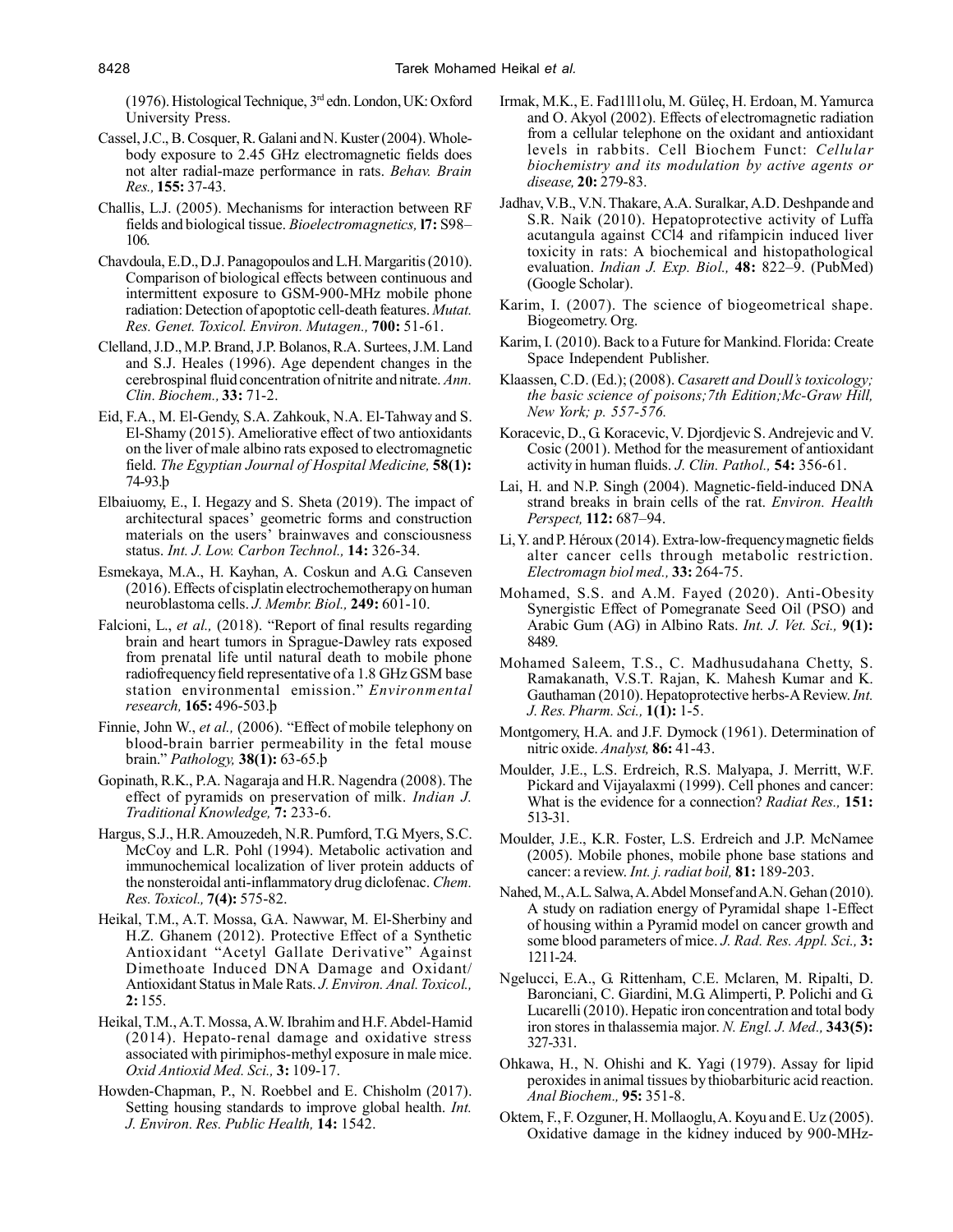(1976). Histological Technique, 3rd edn. London, UK: Oxford University Press.

Cassel, J.C., B. Cosquer, R. Galani and N. Kuster (2004). Whole-body exposure to 2.45 GHz electromagnetic fields does not alter radial-maze performance in rats. *Behav. Brain Res.,* **155:** 37-43.

Challis, L.J. (2005). Mechanisms for interaction between RF fields and biological tissue. *Bioelectromagnetics,* **l7:** S98–106.

Chavdoula, E.D., D.J. Panagopoulos and L.H. Margaritis (2010). Comparison of biological effects between continuous and intermittent exposure to GSM-900-MHz mobile phone radiation: Detection of apoptotic cell-death features. *Mutat. Res. Genet. Toxicol. Environ. Mutagen.,* **700:** 51-61.

Clelland, J.D., M.P. Brand, J.P. Bolanos, R.A. Surtees, J.M. Land and S.J. Heales (1996). Age dependent changes in the cerebrospinal fluid concentration of nitrite and nitrate. *Ann. Clin. Biochem.,* **33:** 71-2.

Eid, F.A., M. El-Gendy, S.A. Zahkouk, N.A. El-Tahway and S. El-Shamy (2015). Ameliorative effect of two antioxidants on the liver of male albino rats exposed to electromagnetic field. *The Egyptian Journal of Hospital Medicine,* **58(1):** 74-93.þ

Elbaiuomy, E., I. Hegazy and S. Sheta (2019). The impact of architectural spaces' geometric forms and construction materials on the users' brainwaves and consciousness status. *Int. J. Low. Carbon Technol.,* **14:** 326-34.

Esmekaya, M.A., H. Kayhan, A. Coskun and A.G. Canseven (2016). Effects of cisplatin electrochemotherapy on human neuroblastoma cells. *J. Membr. Biol.,* **249:** 601-10.

Falcioni, L., *et al.,* (2018). "Report of final results regarding brain and heart tumors in Sprague-Dawley rats exposed from prenatal life until natural death to mobile phone radiofrequency field representative of a 1.8 GHz GSM base station environmental emission." *Environmental research,* **165:** 496-503.þ

Finnie, John W., *et al.,* (2006). "Effect of mobile telephony on blood-brain barrier permeability in the fetal mouse brain." *Pathology,* **38(1):** 63-65.þ

Gopinath, R.K., P.A. Nagaraja and H.R. Nagendra (2008). The effect of pyramids on preservation of milk. *Indian J. Traditional Knowledge,* **7:** 233-6.

Hargus, S.J., H.R. Amouzedeh, N.R. Pumford, T.G. Myers, S.C. McCoy and L.R. Pohl (1994). Metabolic activation and immunochemical localization of liver protein adducts of the nonsteroidal anti-inflammatory drug diclofenac. *Chem. Res. Toxicol.,* **7(4):** 575-82.

Heikal, T.M., A.T. Mossa, G.A. Nawwar, M. El-Sherbiny and H.Z. Ghanem (2012). Protective Effect of a Synthetic Antioxidant "Acetyl Gallate Derivative" Against Dimethoate Induced DNA Damage and Oxidant/Antioxidant Status in Male Rats. *J. Environ. Anal. Toxicol.,* **2:** 155.

Heikal, T.M., A.T. Mossa, A.W. Ibrahim and H.F. Abdel-Hamid (2014). Hepato-renal damage and oxidative stress associated with pirimiphos-methyl exposure in male mice. *Oxid Antioxid Med. Sci.,* **3:** 109-17.

Howden-Chapman, P., N. Roebbel and E. Chisholm (2017). Setting housing standards to improve global health. *Int. J. Environ. Res. Public Health,* **14:** 1542.

Irmak, M.K., E. Fad1ll1olu, M. Güleç, H. Erdoan, M. Yamurca and O. Akyol (2002). Effects of electromagnetic radiation from a cellular telephone on the oxidant and antioxidant levels in rabbits. Cell Biochem Funct: *Cellular biochemistry and its modulation by active agents or disease,* **20:** 279-83.

Jadhav, V.B., V.N. Thakare, A.A. Suralkar, A.D. Deshpande and S.R. Naik (2010). Hepatoprotective activity of Luffa acutangula against CCl4 and rifampicin induced liver toxicity in rats: A biochemical and histopathological evaluation. *Indian J. Exp. Biol.,* **48:** 822–9. (PubMed) (Google Scholar).

Karim, I. (2007). The science of biogeometrical shape. Biogeometry. Org.

Karim, I. (2010). Back to a Future for Mankind. Florida: Create Space Independent Publisher.

Klaassen, C.D. (Ed.); (2008). *Casarett and Doull's toxicology; the basic science of poisons;7th Edition;Mc-Graw Hill, New York; p. 557-576.*

Koracevic, D., G. Koracevic, V. Djordjevic S. Andrejevic and V. Cosic (2001). Method for the measurement of antioxidant activity in human fluids. *J. Clin. Pathol.,* **54:** 356-61.

Lai, H. and N.P. Singh (2004). Magnetic-field-induced DNA strand breaks in brain cells of the rat. *Environ. Health Perspect,* **112:** 687–94.

Li, Y. and P. Héroux (2014). Extra-low-frequency magnetic fields alter cancer cells through metabolic restriction. *Electromagn biol med.,* **33:** 264-75.

Mohamed, S.S. and A.M. Fayed (2020). Anti-Obesity Synergistic Effect of Pomegranate Seed Oil (PSO) and Arabic Gum (AG) in Albino Rats. *Int. J. Vet. Sci.,* **9(1):** 8489.

Mohamed Saleem, T.S., C. Madhusudahana Chetty, S. Ramakanath, V.S.T. Rajan, K. Mahesh Kumar and K. Gauthaman (2010). Hepatoprotective herbs-A Review. *Int. J. Res. Pharm. Sci.,* **1(1):** 1-5.

Montgomery, H.A. and J.F. Dymock (1961). Determination of nitric oxide. *Analyst,* **86:** 41-43.

Moulder, J.E., L.S. Erdreich, R.S. Malyapa, J. Merritt, W.F. Pickard and Vijayalaxmi (1999). Cell phones and cancer: What is the evidence for a connection? *Radiat Res.,* **151:** 513-31.

Moulder, J.E., K.R. Foster, L.S. Erdreich and J.P. McNamee (2005). Mobile phones, mobile phone base stations and cancer: a review. *Int. j. radiat boil,* **81:** 189-203.

Nahed, M., A.L. Salwa, A. Abdel Monsef and A.N. Gehan (2010). A study on radiation energy of Pyramidal shape 1-Effect of housing within a Pyramid model on cancer growth and some blood parameters of mice. *J. Rad. Res. Appl. Sci.,* **3:** 1211-24.

Ngelucci, E.A., G. Rittenham, C.E. Mclaren, M. Ripalti, D. Baronciani, C. Giardini, M.G. Alimperti, P. Polichi and G. Lucarelli (2010). Hepatic iron concentration and total body iron stores in thalassemia major. *N. Engl. J. Med.,* **343(5):** 327-331.

Ohkawa, H., N. Ohishi and K. Yagi (1979). Assay for lipid peroxides in animal tissues by thiobarbituric acid reaction. *Anal Biochem.,* **95:** 351-8.

Oktem, F., F. Ozguner, H. Mollaoglu, A. Koyu and E. Uz (2005). Oxidative damage in the kidney induced by 900-MHz-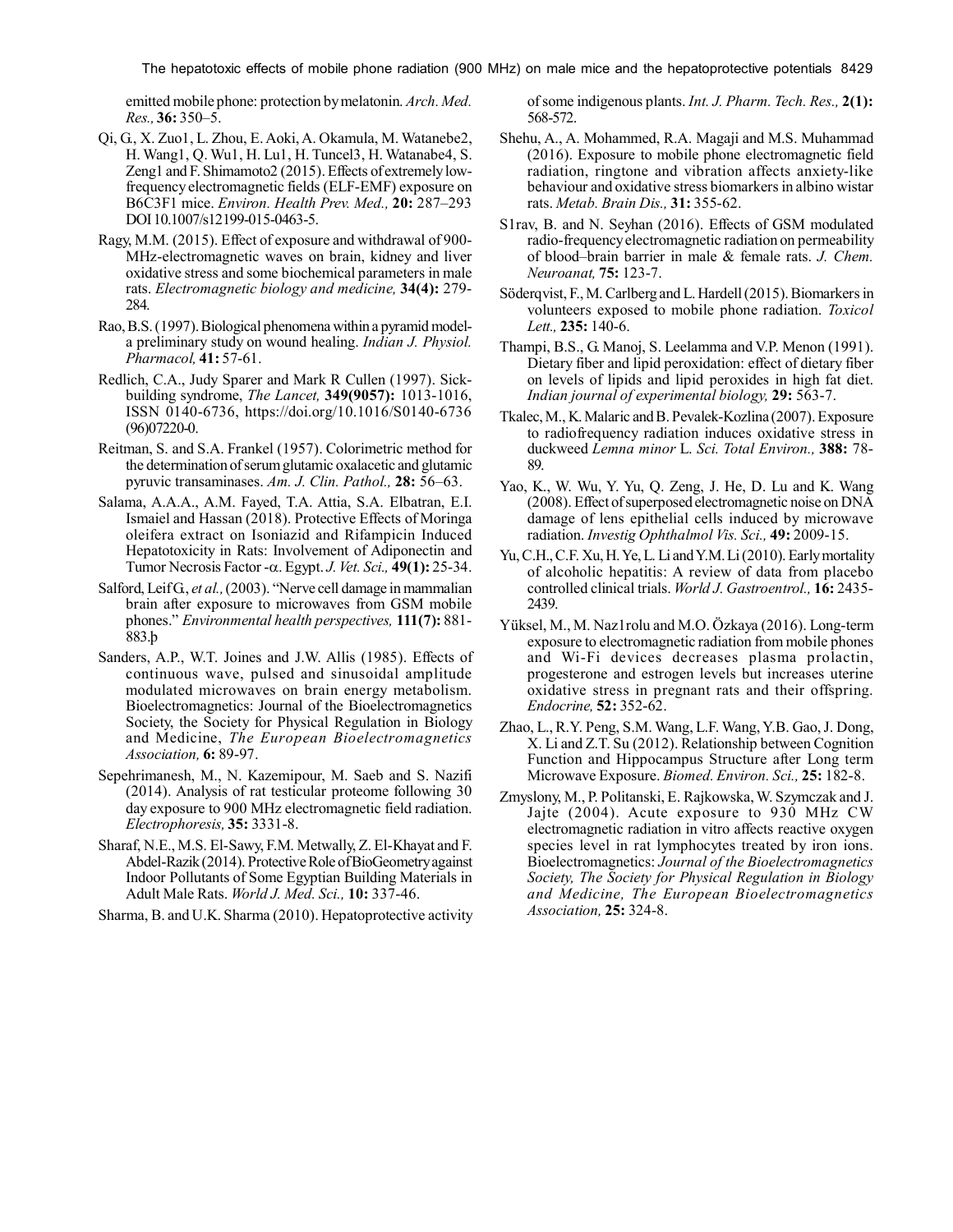emitted mobile phone: protection by melatonin. *Arch. Med. Res.,* **36:** 350–5.

Qi, G., X. Zuo1, L. Zhou, E. Aoki, A. Okamula, M. Watanebe2, H. Wang1, Q. Wu1, H. Lu1, H. Tuncel3, H. Watanabe4, S. Zeng1 and F. Shimamoto2 (2015). Effects of extremely low-frequency electromagnetic fields (ELF-EMF) exposure on B6C3F1 mice. *Environ. Health Prev. Med.,* **20:** 287–293 DOI 10.1007/s12199-015-0463-5.

Ragy, M.M. (2015). Effect of exposure and withdrawal of 900-MHz-electromagnetic waves on brain, kidney and liver oxidative stress and some biochemical parameters in male rats. *Electromagnetic biology and medicine,* **34(4):** 279-284.

Rao, B.S. (1997). Biological phenomena within a pyramid model-a preliminary study on wound healing. *Indian J. Physiol. Pharmacol,* **41:** 57-61.

Redlich, C.A., Judy Sparer and Mark R Cullen (1997). Sick-building syndrome, *The Lancet,* **349(9057):** 1013-1016, ISSN 0140-6736, https://doi.org/10.1016/S0140-6736 (96)07220-0.

Reitman, S. and S.A. Frankel (1957). Colorimetric method for the determination of serum glutamic oxalacetic and glutamic pyruvic transaminases. *Am. J. Clin. Pathol.,* **28:** 56–63.

Salama, A.A.A., A.M. Fayed, T.A. Attia, S.A. Elbatran, E.I. Ismaiel and Hassan (2018). Protective Effects of Moringa oleifera extract on Isoniazid and Rifampicin Induced Hepatotoxicity in Rats: Involvement of Adiponectin and Tumor Necrosis Factor -α. Egypt. *J. Vet. Sci.,* **49(1):** 25-34.

Salford, Leif G., *et al.,* (2003). "Nerve cell damage in mammalian brain after exposure to microwaves from GSM mobile phones." *Environmental health perspectives,* **111(7):** 881-883.þ

Sanders, A.P., W.T. Joines and J.W. Allis (1985). Effects of continuous wave, pulsed and sinusoidal amplitude modulated microwaves on brain energy metabolism. Bioelectromagnetics: Journal of the Bioelectromagnetics Society, the Society for Physical Regulation in Biology and Medicine, *The European Bioelectromagnetics Association,* **6:** 89-97.

Sepehrimanesh, M., N. Kazemipour, M. Saeb and S. Nazifi (2014). Analysis of rat testicular proteome following 30 day exposure to 900 MHz electromagnetic field radiation. *Electrophoresis,* **35:** 3331-8.

Sharaf, N.E., M.S. El-Sawy, F.M. Metwally, Z. El-Khayat and F. Abdel-Razik (2014). Protective Role of BioGeometry against Indoor Pollutants of Some Egyptian Building Materials in Adult Male Rats. *World J. Med. Sci.,* **10:** 337-46.

Sharma, B. and U.K. Sharma (2010). Hepatoprotective activity of some indigenous plants. *Int. J. Pharm. Tech. Res.,* **2(1):** 568-572.

Shehu, A., A. Mohammed, R.A. Magaji and M.S. Muhammad (2016). Exposure to mobile phone electromagnetic field radiation, ringtone and vibration affects anxiety-like behaviour and oxidative stress biomarkers in albino wistar rats. *Metab. Brain Dis.,* **31:** 355-62.

S1rav, B. and N. Seyhan (2016). Effects of GSM modulated radio-frequency electromagnetic radiation on permeability of blood–brain barrier in male & female rats. *J. Chem. Neuroanat,* **75:** 123-7.

Söderqvist, F., M. Carlberg and L. Hardell (2015). Biomarkers in volunteers exposed to mobile phone radiation. *Toxicol Lett.,* **235:** 140-6.

Thampi, B.S., G. Manoj, S. Leelamma and V.P. Menon (1991). Dietary fiber and lipid peroxidation: effect of dietary fiber on levels of lipids and lipid peroxides in high fat diet. *Indian journal of experimental biology,* **29:** 563-7.

Tkalec, M., K. Malaric and B. Pevalek-Kozlina (2007). Exposure to radiofrequency radiation induces oxidative stress in duckweed *Lemna minor* L. *Sci. Total Environ.,* **388:** 78-89.

Yao, K., W. Wu, Y. Yu, Q. Zeng, J. He, D. Lu and K. Wang (2008). Effect of superposed electromagnetic noise on DNA damage of lens epithelial cells induced by microwave radiation. *Investig Ophthalmol Vis. Sci.,* **49:** 2009-15.

Yu, C.H., C.F. Xu, H. Ye, L. Li and Y.M. Li (2010). Early mortality of alcoholic hepatitis: A review of data from placebo controlled clinical trials. *World J. Gastroentrol.,* **16:** 2435-2439.

Yüksel, M., M. Naz1rolu and M.O. Özkaya (2016). Long-term exposure to electromagnetic radiation from mobile phones and Wi-Fi devices decreases plasma prolactin, progesterone and estrogen levels but increases uterine oxidative stress in pregnant rats and their offspring. *Endocrine,* **52:** 352-62.

Zhao, L., R.Y. Peng, S.M. Wang, L.F. Wang, Y.B. Gao, J. Dong, X. Li and Z.T. Su (2012). Relationship between Cognition Function and Hippocampus Structure after Long term Microwave Exposure. *Biomed. Environ. Sci.,* **25:** 182-8.

Zmyslony, M., P. Politanski, E. Rajkowska, W. Szymczak and J. Jajte (2004). Acute exposure to 930 MHz CW electromagnetic radiation in vitro affects reactive oxygen species level in rat lymphocytes treated by iron ions. Bioelectromagnetics: *Journal of the Bioelectromagnetics Society, The Society for Physical Regulation in Biology and Medicine, The European Bioelectromagnetics Association,* **25:** 324-8.